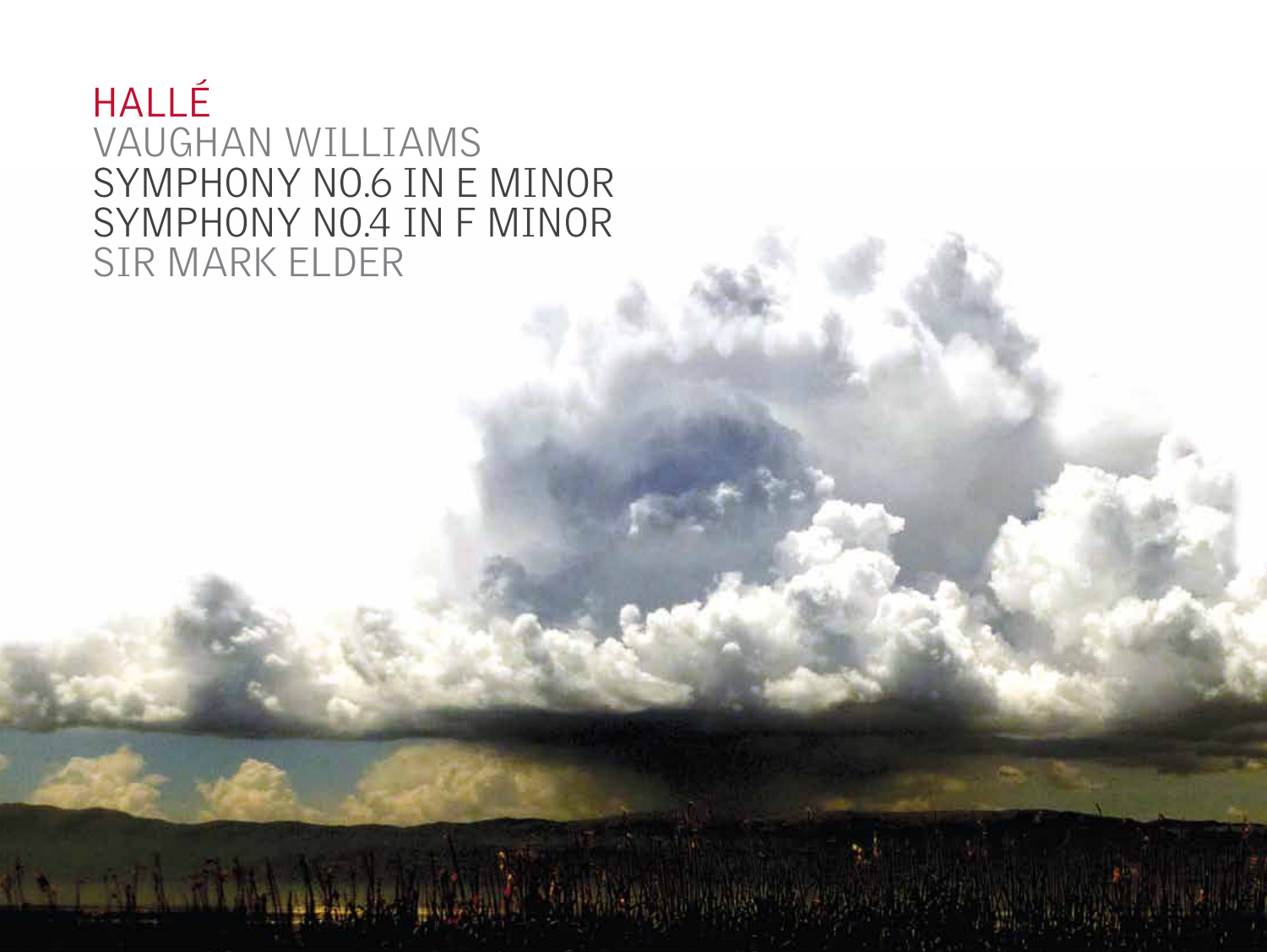# HALLÉ

## VAUGHAN WILLIAMS

## SYMPHONY NO.6 IN E MINOR
## SYMPHONY NO.4 IN F MINOR

SIR MARK ELDER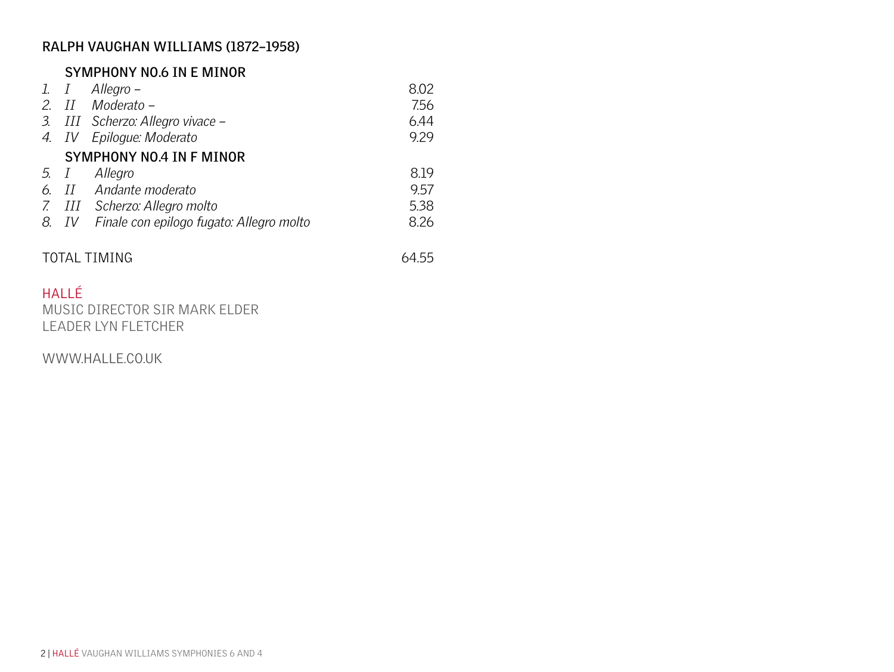## RALPH VAUGHAN WILLIAMS (1872–1958)

### SYMPHONY NO.6 IN E MINOR

| | | | |
|---|---|---|---|
| *1.* | *I* | *Allegro –* | 8.02 |
| *2.* | *II* | *Moderato –* | 7.56 |
| *3.* | *III* | *Scherzo: Allegro vivace –* | 6.44 |
| *4.* | *IV* | *Epilogue: Moderato* | 9.29 |

### SYMPHONY NO.4 IN F MINOR

| | | | |
|---|---|---|---|
| *5.* | *I* | *Allegro* | 8.19 |
| *6.* | *II* | *Andante moderato* | 9.57 |
| *7.* | *III* | *Scherzo: Allegro molto* | 5.38 |
| *8.* | *IV* | *Finale con epilogo fugato: Allegro molto* | 8.26 |

TOTAL TIMING 64.55

HALLÉ
MUSIC DIRECTOR SIR MARK ELDER
LEADER LYN FLETCHER

WWW.HALLE.CO.UK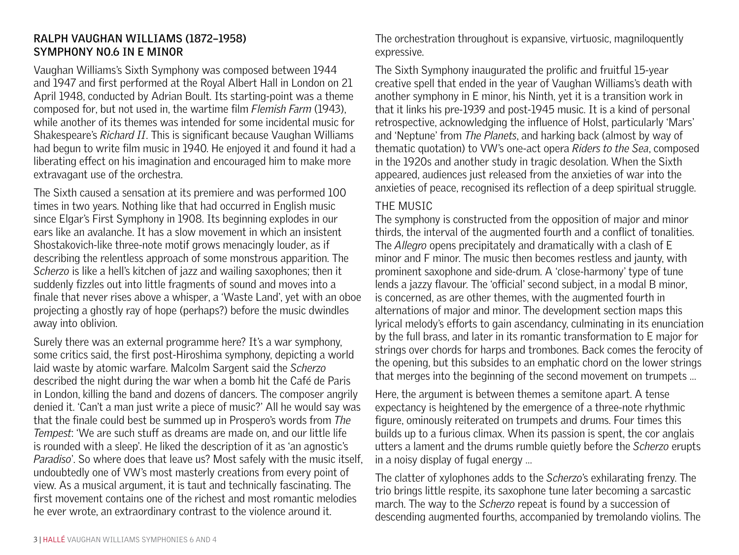## RALPH VAUGHAN WILLIAMS (1872–1958)
## SYMPHONY NO.6 IN E MINOR

Vaughan Williams's Sixth Symphony was composed between 1944 and 1947 and first performed at the Royal Albert Hall in London on 21 April 1948, conducted by Adrian Boult. Its starting-point was a theme composed for, but not used in, the wartime film *Flemish Farm* (1943), while another of its themes was intended for some incidental music for Shakespeare's *Richard II*. This is significant because Vaughan Williams had begun to write film music in 1940. He enjoyed it and found it had a liberating effect on his imagination and encouraged him to make more extravagant use of the orchestra.

The Sixth caused a sensation at its premiere and was performed 100 times in two years. Nothing like that had occurred in English music since Elgar's First Symphony in 1908. Its beginning explodes in our ears like an avalanche. It has a slow movement in which an insistent Shostakovich-like three-note motif grows menacingly louder, as if describing the relentless approach of some monstrous apparition. The *Scherzo* is like a hell's kitchen of jazz and wailing saxophones; then it suddenly fizzles out into little fragments of sound and moves into a finale that never rises above a whisper, a 'Waste Land', yet with an oboe projecting a ghostly ray of hope (perhaps?) before the music dwindles away into oblivion.

Surely there was an external programme here? It's a war symphony, some critics said, the first post-Hiroshima symphony, depicting a world laid waste by atomic warfare. Malcolm Sargent said the *Scherzo* described the night during the war when a bomb hit the Café de Paris in London, killing the band and dozens of dancers. The composer angrily denied it. 'Can't a man just write a piece of music?' All he would say was that the finale could best be summed up in Prospero's words from *The Tempest*: 'We are such stuff as dreams are made on, and our little life is rounded with a sleep'. He liked the description of it as 'an agnostic's *Paradiso*'. So where does that leave us? Most safely with the music itself, undoubtedly one of VW's most masterly creations from every point of view. As a musical argument, it is taut and technically fascinating. The first movement contains one of the richest and most romantic melodies he ever wrote, an extraordinary contrast to the violence around it. The orchestration throughout is expansive, virtuosic, magniloquently expressive.

The Sixth Symphony inaugurated the prolific and fruitful 15-year creative spell that ended in the year of Vaughan Williams's death with another symphony in E minor, his Ninth, yet it is a transition work in that it links his pre-1939 and post-1945 music. It is a kind of personal retrospective, acknowledging the influence of Holst, particularly 'Mars' and 'Neptune' from *The Planets*, and harking back (almost by way of thematic quotation) to VW's one-act opera *Riders to the Sea*, composed in the 1920s and another study in tragic desolation. When the Sixth appeared, audiences just released from the anxieties of war into the anxieties of peace, recognised its reflection of a deep spiritual struggle.

### THE MUSIC

The symphony is constructed from the opposition of major and minor thirds, the interval of the augmented fourth and a conflict of tonalities. The *Allegro* opens precipitately and dramatically with a clash of E minor and F minor. The music then becomes restless and jaunty, with prominent saxophone and side-drum. A 'close-harmony' type of tune lends a jazzy flavour. The 'official' second subject, in a modal B minor, is concerned, as are other themes, with the augmented fourth in alternations of major and minor. The development section maps this lyrical melody's efforts to gain ascendancy, culminating in its enunciation by the full brass, and later in its romantic transformation to E major for strings over chords for harps and trombones. Back comes the ferocity of the opening, but this subsides to an emphatic chord on the lower strings that merges into the beginning of the second movement on trumpets ...

Here, the argument is between themes a semitone apart. A tense expectancy is heightened by the emergence of a three-note rhythmic figure, ominously reiterated on trumpets and drums. Four times this builds up to a furious climax. When its passion is spent, the cor anglais utters a lament and the drums rumble quietly before the *Scherzo* erupts in a noisy display of fugal energy ...

The clatter of xylophones adds to the *Scherzo*'s exhilarating frenzy. The trio brings little respite, its saxophone tune later becoming a sarcastic march. The way to the *Scherzo* repeat is found by a succession of descending augmented fourths, accompanied by tremolando violins. The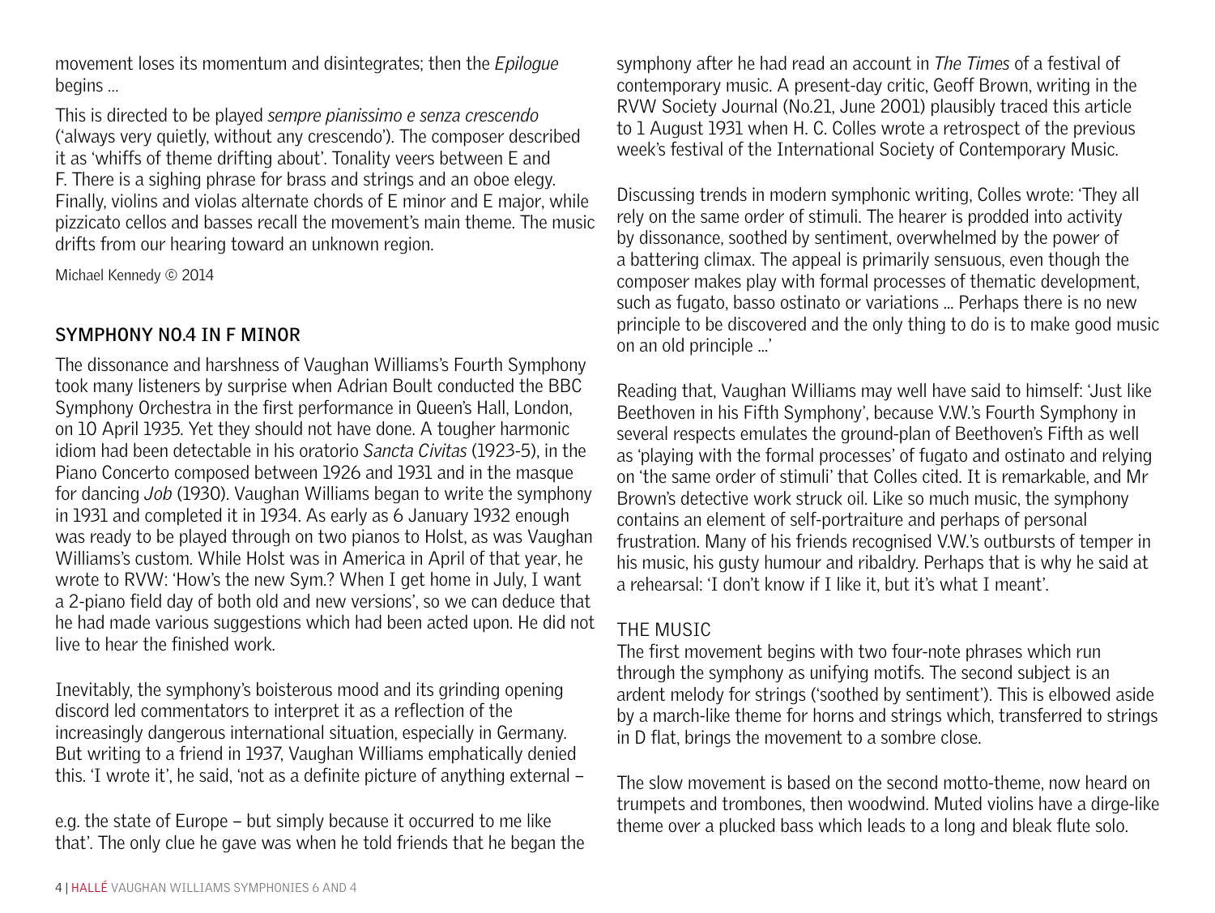movement loses its momentum and disintegrates; then the *Epilogue* begins ...

This is directed to be played *sempre pianissimo e senza crescendo* ('always very quietly, without any crescendo'). The composer described it as 'whiffs of theme drifting about'. Tonality veers between E and F. There is a sighing phrase for brass and strings and an oboe elegy. Finally, violins and violas alternate chords of E minor and E major, while pizzicato cellos and basses recall the movement's main theme. The music drifts from our hearing toward an unknown region.

Michael Kennedy © 2014

## SYMPHONY NO.4 IN F MINOR

The dissonance and harshness of Vaughan Williams's Fourth Symphony took many listeners by surprise when Adrian Boult conducted the BBC Symphony Orchestra in the first performance in Queen's Hall, London, on 10 April 1935. Yet they should not have done. A tougher harmonic idiom had been detectable in his oratorio *Sancta Civitas* (1923-5), in the Piano Concerto composed between 1926 and 1931 and in the masque for dancing *Job* (1930). Vaughan Williams began to write the symphony in 1931 and completed it in 1934. As early as 6 January 1932 enough was ready to be played through on two pianos to Holst, as was Vaughan Williams's custom. While Holst was in America in April of that year, he wrote to RVW: 'How's the new Sym.? When I get home in July, I want a 2-piano field day of both old and new versions', so we can deduce that he had made various suggestions which had been acted upon. He did not live to hear the finished work.

Inevitably, the symphony's boisterous mood and its grinding opening discord led commentators to interpret it as a reflection of the increasingly dangerous international situation, especially in Germany. But writing to a friend in 1937, Vaughan Williams emphatically denied this. 'I wrote it', he said, 'not as a definite picture of anything external – e.g. the state of Europe – but simply because it occurred to me like that'. The only clue he gave was when he told friends that he began the symphony after he had read an account in *The Times* of a festival of contemporary music. A present-day critic, Geoff Brown, writing in the RVW Society Journal (No.21, June 2001) plausibly traced this article to 1 August 1931 when H. C. Colles wrote a retrospect of the previous week's festival of the International Society of Contemporary Music.

Discussing trends in modern symphonic writing, Colles wrote: 'They all rely on the same order of stimuli. The hearer is prodded into activity by dissonance, soothed by sentiment, overwhelmed by the power of a battering climax. The appeal is primarily sensuous, even though the composer makes play with formal processes of thematic development, such as fugato, basso ostinato or variations ... Perhaps there is no new principle to be discovered and the only thing to do is to make good music on an old principle ...'

Reading that, Vaughan Williams may well have said to himself: 'Just like Beethoven in his Fifth Symphony', because V.W.'s Fourth Symphony in several respects emulates the ground-plan of Beethoven's Fifth as well as 'playing with the formal processes' of fugato and ostinato and relying on 'the same order of stimuli' that Colles cited. It is remarkable, and Mr Brown's detective work struck oil. Like so much music, the symphony contains an element of self-portraiture and perhaps of personal frustration. Many of his friends recognised V.W.'s outbursts of temper in his music, his gusty humour and ribaldry. Perhaps that is why he said at a rehearsal: 'I don't know if I like it, but it's what I meant'.

### THE MUSIC

The first movement begins with two four-note phrases which run through the symphony as unifying motifs. The second subject is an ardent melody for strings ('soothed by sentiment'). This is elbowed aside by a march-like theme for horns and strings which, transferred to strings in D flat, brings the movement to a sombre close.

The slow movement is based on the second motto-theme, now heard on trumpets and trombones, then woodwind. Muted violins have a dirge-like theme over a plucked bass which leads to a long and bleak flute solo.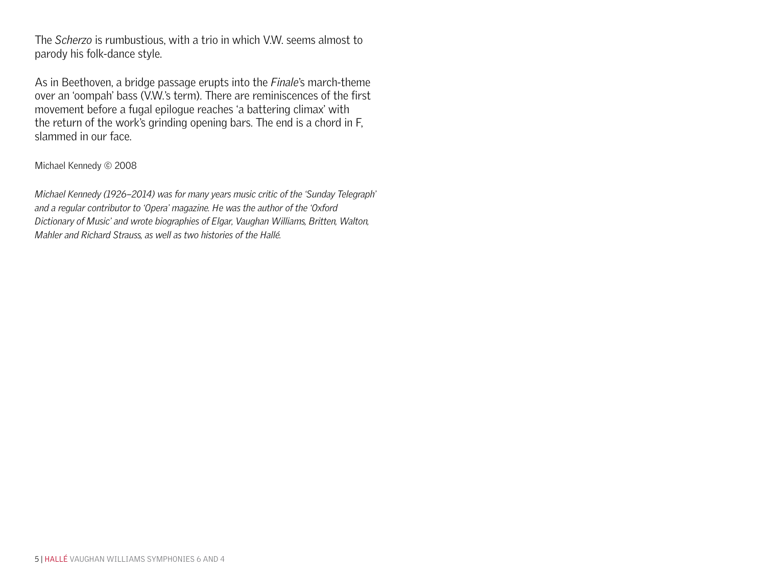The *Scherzo* is rumbustious, with a trio in which V.W. seems almost to parody his folk-dance style.

As in Beethoven, a bridge passage erupts into the *Finale*'s march-theme over an 'oompah' bass (V.W.'s term). There are reminiscences of the first movement before a fugal epilogue reaches 'a battering climax' with the return of the work's grinding opening bars. The end is a chord in F, slammed in our face.

Michael Kennedy © 2008

*Michael Kennedy (1926–2014) was for many years music critic of the 'Sunday Telegraph' and a regular contributor to 'Opera' magazine. He was the author of the 'Oxford Dictionary of Music' and wrote biographies of Elgar, Vaughan Williams, Britten, Walton, Mahler and Richard Strauss, as well as two histories of the Hallé.*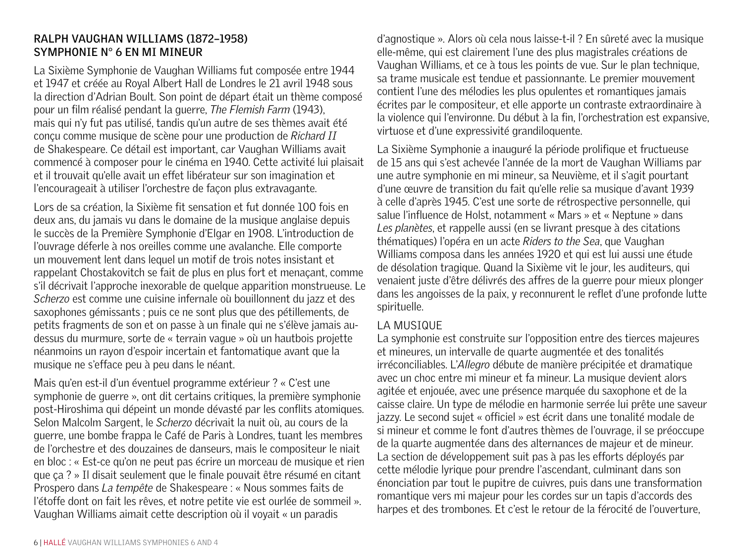## RALPH VAUGHAN WILLIAMS (1872–1958)
## SYMPHONIE N° 6 EN MI MINEUR

La Sixième Symphonie de Vaughan Williams fut composée entre 1944 et 1947 et créée au Royal Albert Hall de Londres le 21 avril 1948 sous la direction d'Adrian Boult. Son point de départ était un thème composé pour un film réalisé pendant la guerre, *The Flemish Farm* (1943), mais qui n'y fut pas utilisé, tandis qu'un autre de ses thèmes avait été conçu comme musique de scène pour une production de *Richard II* de Shakespeare. Ce détail est important, car Vaughan Williams avait commencé à composer pour le cinéma en 1940. Cette activité lui plaisait et il trouvait qu'elle avait un effet libérateur sur son imagination et l'encourageait à utiliser l'orchestre de façon plus extravagante.

Lors de sa création, la Sixième fit sensation et fut donnée 100 fois en deux ans, du jamais vu dans le domaine de la musique anglaise depuis le succès de la Première Symphonie d'Elgar en 1908. L'introduction de l'ouvrage déferle à nos oreilles comme une avalanche. Elle comporte un mouvement lent dans lequel un motif de trois notes insistant et rappelant Chostakovitch se fait de plus en plus fort et menaçant, comme s'il décrivait l'approche inexorable de quelque apparition monstrueuse. Le *Scherzo* est comme une cuisine infernale où bouillonnent du jazz et des saxophones gémissants ; puis ce ne sont plus que des pétillements, de petits fragments de son et on passe à un finale qui ne s'élève jamais au-dessus du murmure, sorte de « terrain vague » où un hautbois projette néanmoins un rayon d'espoir incertain et fantomatique avant que la musique ne s'efface peu à peu dans le néant.

Mais qu'en est-il d'un éventuel programme extérieur ? « C'est une symphonie de guerre », ont dit certains critiques, la première symphonie post-Hiroshima qui dépeint un monde dévasté par les conflits atomiques. Selon Malcolm Sargent, le *Scherzo* décrivait la nuit où, au cours de la guerre, une bombe frappa le Café de Paris à Londres, tuant les membres de l'orchestre et des douzaines de danseurs, mais le compositeur le niait en bloc : « Est-ce qu'on ne peut pas écrire un morceau de musique et rien que ça ? » Il disait seulement que le finale pouvait être résumé en citant Prospero dans *La tempête* de Shakespeare : « Nous sommes faits de l'étoffe dont on fait les rêves, et notre petite vie est ourlée de sommeil ». Vaughan Williams aimait cette description où il voyait « un paradis d'agnostique ». Alors où cela nous laisse-t-il ? En sûreté avec la musique elle-même, qui est clairement l'une des plus magistrales créations de Vaughan Williams, et ce à tous les points de vue. Sur le plan technique, sa trame musicale est tendue et passionnante. Le premier mouvement contient l'une des mélodies les plus opulentes et romantiques jamais écrites par le compositeur, et elle apporte un contraste extraordinaire à la violence qui l'environne. Du début à la fin, l'orchestration est expansive, virtuose et d'une expressivité grandiloquente.

La Sixième Symphonie a inauguré la période prolifique et fructueuse de 15 ans qui s'est achevée l'année de la mort de Vaughan Williams par une autre symphonie en mi mineur, sa Neuvième, et il s'agit pourtant d'une œuvre de transition du fait qu'elle relie sa musique d'avant 1939 à celle d'après 1945. C'est une sorte de rétrospective personnelle, qui salue l'influence de Holst, notamment « Mars » et « Neptune » dans *Les planètes*, et rappelle aussi (en se livrant presque à des citations thématiques) l'opéra en un acte *Riders to the Sea*, que Vaughan Williams composa dans les années 1920 et qui est lui aussi une étude de désolation tragique. Quand la Sixième vit le jour, les auditeurs, qui venaient juste d'être délivrés des affres de la guerre pour mieux plonger dans les angoisses de la paix, y reconnurent le reflet d'une profonde lutte spirituelle.

### LA MUSIQUE

La symphonie est construite sur l'opposition entre des tierces majeures et mineures, un intervalle de quarte augmentée et des tonalités irréconciliables. L'*Allegro* débute de manière précipitée et dramatique avec un choc entre mi mineur et fa mineur. La musique devient alors agitée et enjouée, avec une présence marquée du saxophone et de la caisse claire. Un type de mélodie en harmonie serrée lui prête une saveur jazzy. Le second sujet « officiel » est écrit dans une tonalité modale de si mineur et comme le font d'autres thèmes de l'ouvrage, il se préoccupe de la quarte augmentée dans des alternances de majeur et de mineur. La section de développement suit pas à pas les efforts déployés par cette mélodie lyrique pour prendre l'ascendant, culminant dans son énonciation par tout le pupitre de cuivres, puis dans une transformation romantique vers mi majeur pour les cordes sur un tapis d'accords des harpes et des trombones. Et c'est le retour de la férocité de l'ouverture,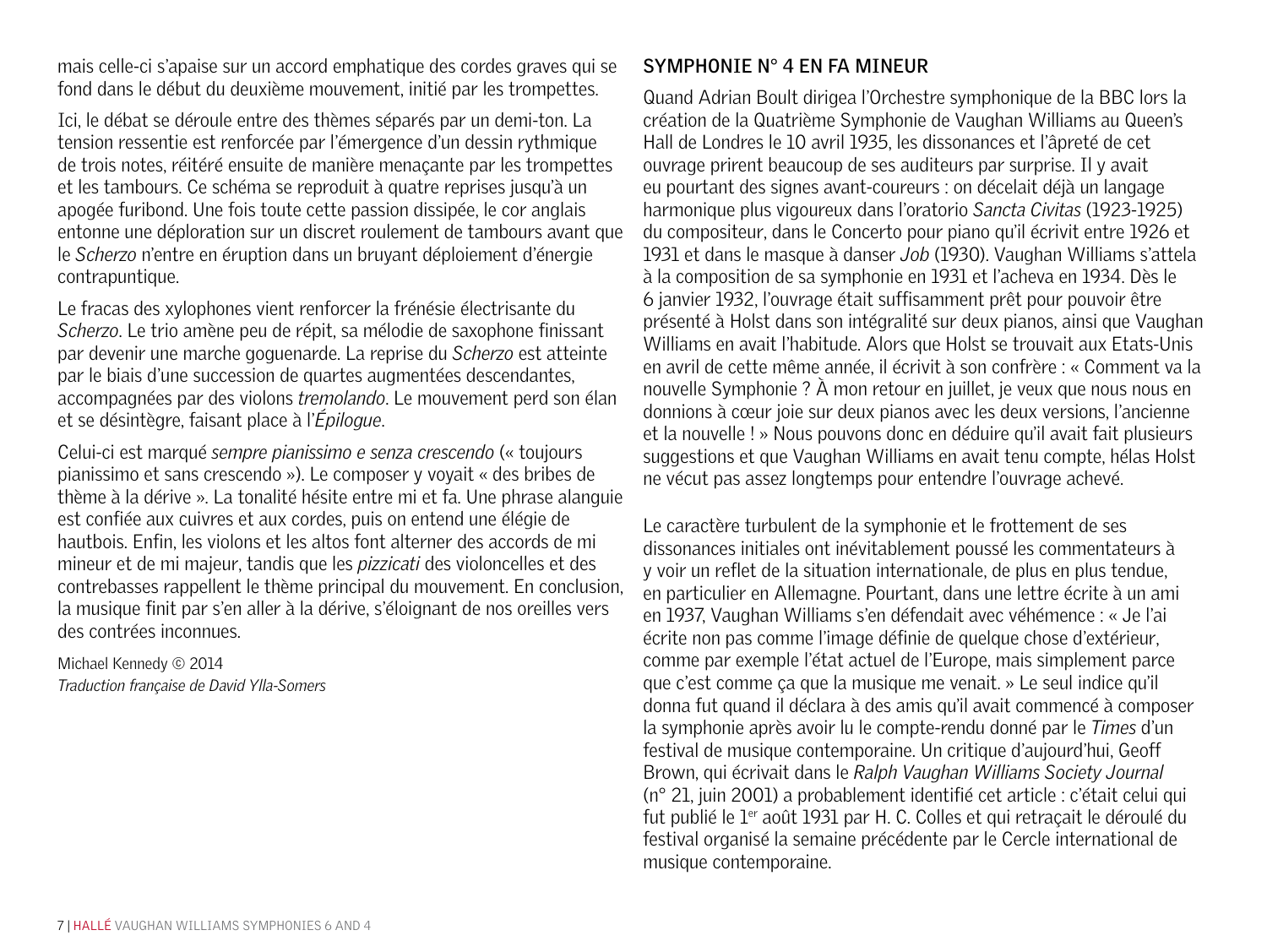mais celle-ci s'apaise sur un accord emphatique des cordes graves qui se fond dans le début du deuxième mouvement, initié par les trompettes.

Ici, le débat se déroule entre des thèmes séparés par un demi-ton. La tension ressentie est renforcée par l'émergence d'un dessin rythmique de trois notes, réitéré ensuite de manière menaçante par les trompettes et les tambours. Ce schéma se reproduit à quatre reprises jusqu'à un apogée furibond. Une fois toute cette passion dissipée, le cor anglais entonne une déploration sur un discret roulement de tambours avant que le *Scherzo* n'entre en éruption dans un bruyant déploiement d'énergie contrapuntique.

Le fracas des xylophones vient renforcer la frénésie électrisante du *Scherzo*. Le trio amène peu de répit, sa mélodie de saxophone finissant par devenir une marche goguenarde. La reprise du *Scherzo* est atteinte par le biais d'une succession de quartes augmentées descendantes, accompagnées par des violons *tremolando*. Le mouvement perd son élan et se désintègre, faisant place à l'*Épilogue*.

Celui-ci est marqué *sempre pianissimo e senza crescendo* (« toujours pianissimo et sans crescendo »). Le composer y voyait « des bribes de thème à la dérive ». La tonalité hésite entre mi et fa. Une phrase alanguie est confiée aux cuivres et aux cordes, puis on entend une élégie de hautbois. Enfin, les violons et les altos font alterner des accords de mi mineur et de mi majeur, tandis que les *pizzicati* des violoncelles et des contrebasses rappellent le thème principal du mouvement. En conclusion, la musique finit par s'en aller à la dérive, s'éloignant de nos oreilles vers des contrées inconnues.

Michael Kennedy © 2014
*Traduction française de David Ylla-Somers*

## SYMPHONIE N° 4 EN FA MINEUR

Quand Adrian Boult dirigea l'Orchestre symphonique de la BBC lors la création de la Quatrième Symphonie de Vaughan Williams au Queen's Hall de Londres le 10 avril 1935, les dissonances et l'âpreté de cet ouvrage prirent beaucoup de ses auditeurs par surprise. Il y avait eu pourtant des signes avant-coureurs : on décelait déjà un langage harmonique plus vigoureux dans l'oratorio *Sancta Civitas* (1923-1925) du compositeur, dans le Concerto pour piano qu'il écrivit entre 1926 et 1931 et dans le masque à danser *Job* (1930). Vaughan Williams s'attela à la composition de sa symphonie en 1931 et l'acheva en 1934. Dès le 6 janvier 1932, l'ouvrage était suffisamment prêt pour pouvoir être présenté à Holst dans son intégralité sur deux pianos, ainsi que Vaughan Williams en avait l'habitude. Alors que Holst se trouvait aux Etats-Unis en avril de cette même année, il écrivit à son confrère : « Comment va la nouvelle Symphonie ? À mon retour en juillet, je veux que nous nous en donnions à cœur joie sur deux pianos avec les deux versions, l'ancienne et la nouvelle ! » Nous pouvons donc en déduire qu'il avait fait plusieurs suggestions et que Vaughan Williams en avait tenu compte, hélas Holst ne vécut pas assez longtemps pour entendre l'ouvrage achevé.

Le caractère turbulent de la symphonie et le frottement de ses dissonances initiales ont inévitablement poussé les commentateurs à y voir un reflet de la situation internationale, de plus en plus tendue, en particulier en Allemagne. Pourtant, dans une lettre écrite à un ami en 1937, Vaughan Williams s'en défendait avec véhémence : « Je l'ai écrite non pas comme l'image définie de quelque chose d'extérieur, comme par exemple l'état actuel de l'Europe, mais simplement parce que c'est comme ça que la musique me venait. » Le seul indice qu'il donna fut quand il déclara à des amis qu'il avait commencé à composer la symphonie après avoir lu le compte-rendu donné par le *Times* d'un festival de musique contemporaine. Un critique d'aujourd'hui, Geoff Brown, qui écrivait dans le *Ralph Vaughan Williams Society Journal* (n° 21, juin 2001) a probablement identifié cet article : c'était celui qui fut publié le 1er août 1931 par H. C. Colles et qui retraçait le déroulé du festival organisé la semaine précédente par le Cercle international de musique contemporaine.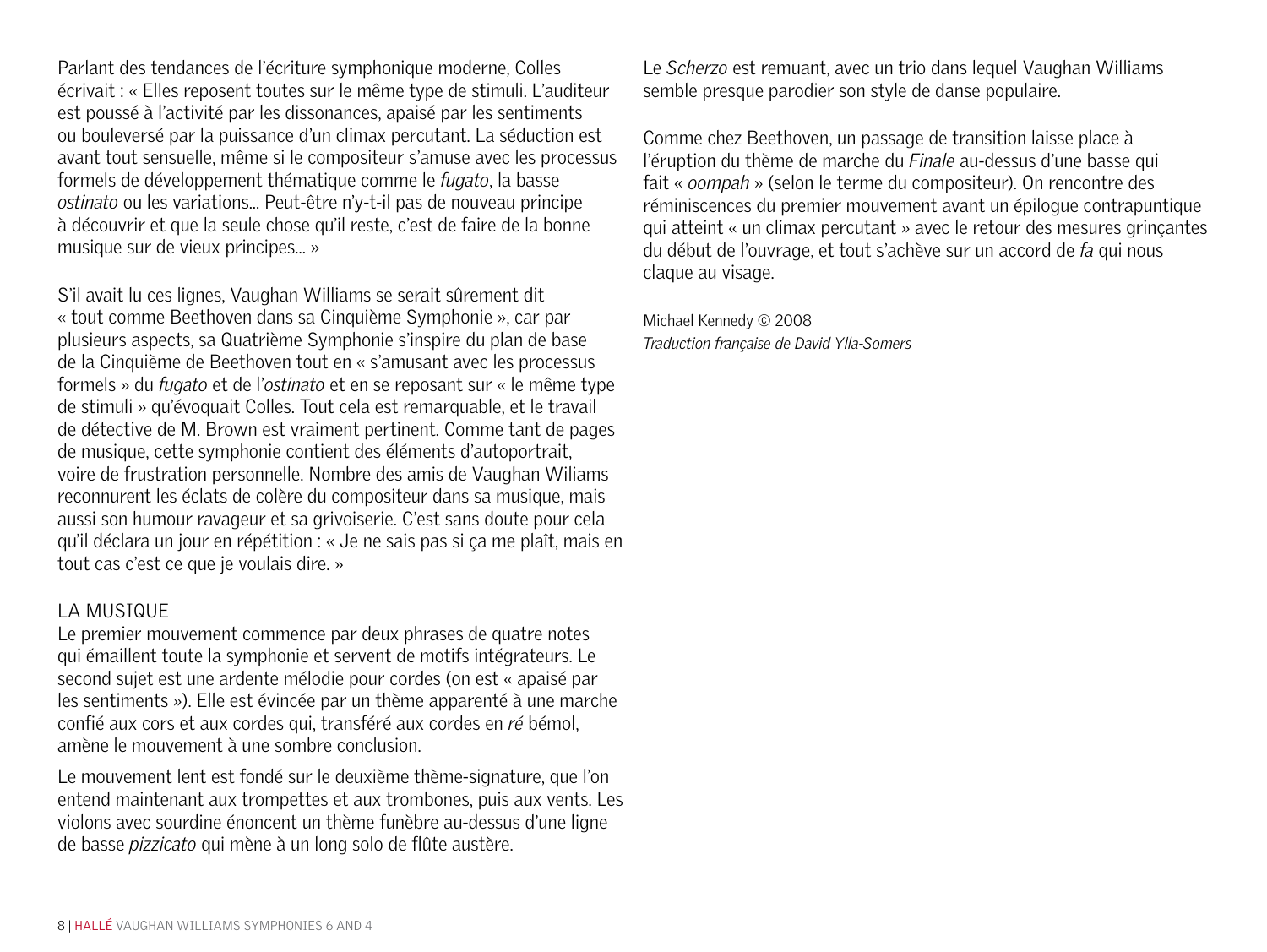Parlant des tendances de l'écriture symphonique moderne, Colles écrivait : « Elles reposent toutes sur le même type de stimuli. L'auditeur est poussé à l'activité par les dissonances, apaisé par les sentiments ou bouleversé par la puissance d'un climax percutant. La séduction est avant tout sensuelle, même si le compositeur s'amuse avec les processus formels de développement thématique comme le *fugato*, la basse *ostinato* ou les variations... Peut-être n'y-t-il pas de nouveau principe à découvrir et que la seule chose qu'il reste, c'est de faire de la bonne musique sur de vieux principes... »

S'il avait lu ces lignes, Vaughan Williams se serait sûrement dit « tout comme Beethoven dans sa Cinquième Symphonie », car par plusieurs aspects, sa Quatrième Symphonie s'inspire du plan de base de la Cinquième de Beethoven tout en « s'amusant avec les processus formels » du *fugato* et de l'*ostinato* et en se reposant sur « le même type de stimuli » qu'évoquait Colles. Tout cela est remarquable, et le travail de détective de M. Brown est vraiment pertinent. Comme tant de pages de musique, cette symphonie contient des éléments d'autoportrait, voire de frustration personnelle. Nombre des amis de Vaughan Wiliams reconnurent les éclats de colère du compositeur dans sa musique, mais aussi son humour ravageur et sa grivoiserie. C'est sans doute pour cela qu'il déclara un jour en répétition : « Je ne sais pas si ça me plaît, mais en tout cas c'est ce que je voulais dire. »

## LA MUSIQUE

Le premier mouvement commence par deux phrases de quatre notes qui émaillent toute la symphonie et servent de motifs intégrateurs. Le second sujet est une ardente mélodie pour cordes (on est « apaisé par les sentiments »). Elle est évincée par un thème apparenté à une marche confié aux cors et aux cordes qui, transféré aux cordes en *ré* bémol, amène le mouvement à une sombre conclusion.

Le mouvement lent est fondé sur le deuxième thème-signature, que l'on entend maintenant aux trompettes et aux trombones, puis aux vents. Les violons avec sourdine énoncent un thème funèbre au-dessus d'une ligne de basse *pizzicato* qui mène à un long solo de flûte austère.

Le *Scherzo* est remuant, avec un trio dans lequel Vaughan Williams semble presque parodier son style de danse populaire.

Comme chez Beethoven, un passage de transition laisse place à l'éruption du thème de marche du *Finale* au-dessus d'une basse qui fait « *oompah* » (selon le terme du compositeur). On rencontre des réminiscences du premier mouvement avant un épilogue contrapuntique qui atteint « un climax percutant » avec le retour des mesures grinçantes du début de l'ouvrage, et tout s'achève sur un accord de *fa* qui nous claque au visage.

Michael Kennedy © 2008
*Traduction française de David Ylla-Somers*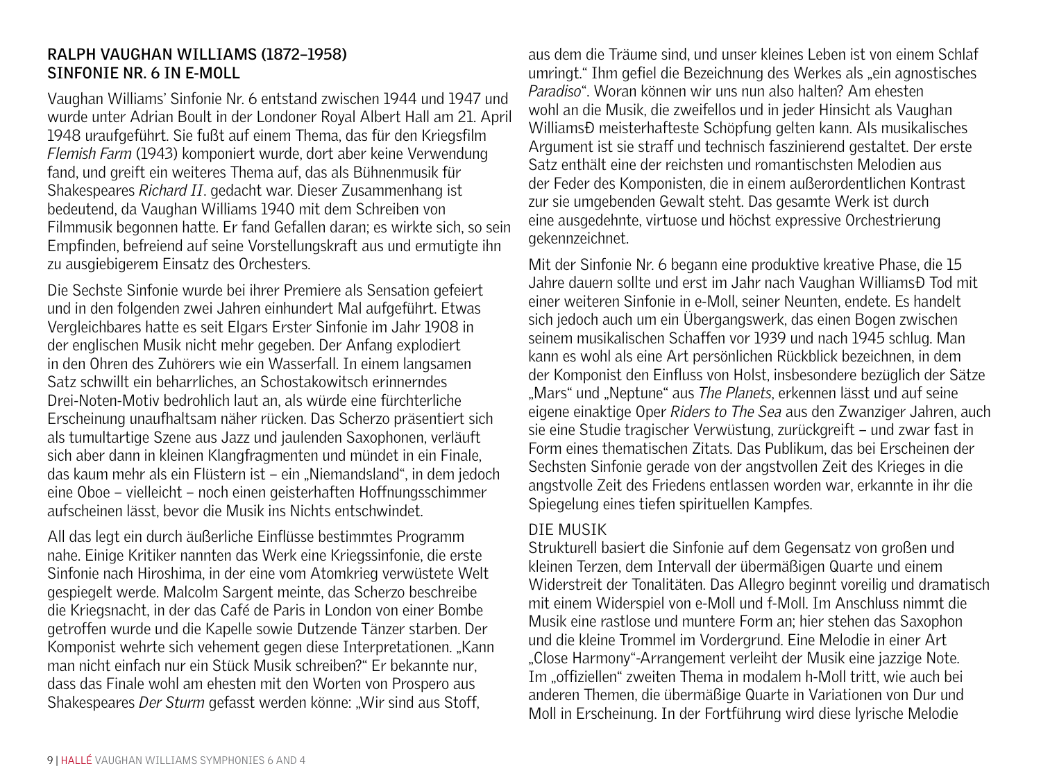## RALPH VAUGHAN WILLIAMS (1872–1958)
## SINFONIE NR. 6 IN E-MOLL

Vaughan Williams' Sinfonie Nr. 6 entstand zwischen 1944 und 1947 und wurde unter Adrian Boult in der Londoner Royal Albert Hall am 21. April 1948 uraufgeführt. Sie fußt auf einem Thema, das für den Kriegsfilm *Flemish Farm* (1943) komponiert wurde, dort aber keine Verwendung fand, und greift ein weiteres Thema auf, das als Bühnenmusik für Shakespeares *Richard II*. gedacht war. Dieser Zusammenhang ist bedeutend, da Vaughan Williams 1940 mit dem Schreiben von Filmmusik begonnen hatte. Er fand Gefallen daran; es wirkte sich, so sein Empfinden, befreiend auf seine Vorstellungskraft aus und ermutigte ihn zu ausgiebigerem Einsatz des Orchesters.

Die Sechste Sinfonie wurde bei ihrer Premiere als Sensation gefeiert und in den folgenden zwei Jahren einhundert Mal aufgeführt. Etwas Vergleichbares hatte es seit Elgars Erster Sinfonie im Jahr 1908 in der englischen Musik nicht mehr gegeben. Der Anfang explodiert in den Ohren des Zuhörers wie ein Wasserfall. In einem langsamen Satz schwillt ein beharrliches, an Schostakowitsch erinnerndes Drei-Noten-Motiv bedrohlich laut an, als würde eine fürchterliche Erscheinung unaufhaltsam näher rücken. Das Scherzo präsentiert sich als tumultartige Szene aus Jazz und jaulenden Saxophonen, verläuft sich aber dann in kleinen Klangfragmenten und mündet in ein Finale, das kaum mehr als ein Flüstern ist – ein „Niemandsland", in dem jedoch eine Oboe – vielleicht – noch einen geisterhaften Hoffnungsschimmer aufscheinen lässt, bevor die Musik ins Nichts entschwindet.

All das legt ein durch äußerliche Einflüsse bestimmtes Programm nahe. Einige Kritiker nannten das Werk eine Kriegssinfonie, die erste Sinfonie nach Hiroshima, in der eine vom Atomkrieg verwüstete Welt gespiegelt werde. Malcolm Sargent meinte, das Scherzo beschreibe die Kriegsnacht, in der das Café de Paris in London von einer Bombe getroffen wurde und die Kapelle sowie Dutzende Tänzer starben. Der Komponist wehrte sich vehement gegen diese Interpretationen. „Kann man nicht einfach nur ein Stück Musik schreiben?" Er bekannte nur, dass das Finale wohl am ehesten mit den Worten von Prospero aus Shakespeares *Der Sturm* gefasst werden könne: „Wir sind aus Stoff, aus dem die Träume sind, und unser kleines Leben ist von einem Schlaf umringt." Ihm gefiel die Bezeichnung des Werkes als „ein agnostisches *Paradiso*". Woran können wir uns nun also halten? Am ehesten wohl an die Musik, die zweifellos und in jeder Hinsicht als Vaughan WilliamsÐ meisterhafteste Schöpfung gelten kann. Als musikalisches Argument ist sie straff und technisch faszinierend gestaltet. Der erste Satz enthält eine der reichsten und romantischsten Melodien aus der Feder des Komponisten, die in einem außerordentlichen Kontrast zur sie umgebenden Gewalt steht. Das gesamte Werk ist durch eine ausgedehnte, virtuose und höchst expressive Orchestrierung gekennzeichnet.

Mit der Sinfonie Nr. 6 begann eine produktive kreative Phase, die 15 Jahre dauern sollte und erst im Jahr nach Vaughan WilliamsÐ Tod mit einer weiteren Sinfonie in e-Moll, seiner Neunten, endete. Es handelt sich jedoch auch um ein Übergangswerk, das einen Bogen zwischen seinem musikalischen Schaffen vor 1939 und nach 1945 schlug. Man kann es wohl als eine Art persönlichen Rückblick bezeichnen, in dem der Komponist den Einfluss von Holst, insbesondere bezüglich der Sätze „Mars" und „Neptune" aus *The Planets*, erkennen lässt und auf seine eigene einaktige Oper *Riders to The Sea* aus den Zwanziger Jahren, auch sie eine Studie tragischer Verwüstung, zurückgreift – und zwar fast in Form eines thematischen Zitats. Das Publikum, das bei Erscheinen der Sechsten Sinfonie gerade von der angstvollen Zeit des Krieges in die angstvolle Zeit des Friedens entlassen worden war, erkannte in ihr die Spiegelung eines tiefen spirituellen Kampfes.

### DIE MUSIK

Strukturell basiert die Sinfonie auf dem Gegensatz von großen und kleinen Terzen, dem Intervall der übermäßigen Quarte und einem Widerstreit der Tonalitäten. Das Allegro beginnt voreilig und dramatisch mit einem Widerspiel von e-Moll und f-Moll. Im Anschluss nimmt die Musik eine rastlose und muntere Form an; hier stehen das Saxophon und die kleine Trommel im Vordergrund. Eine Melodie in einer Art „Close Harmony"-Arrangement verleiht der Musik eine jazzige Note. Im „offiziellen" zweiten Thema in modalem h-Moll tritt, wie auch bei anderen Themen, die übermäßige Quarte in Variationen von Dur und Moll in Erscheinung. In der Fortführung wird diese lyrische Melodie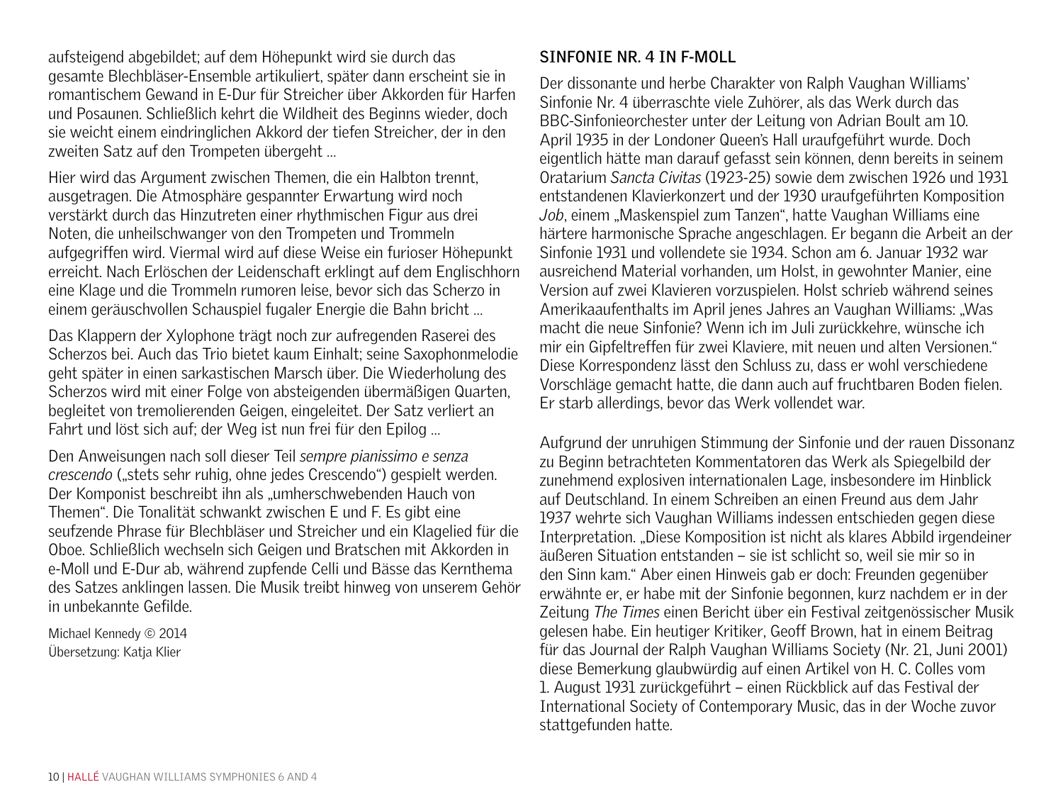aufsteigend abgebildet; auf dem Höhepunkt wird sie durch das gesamte Blechbläser-Ensemble artikuliert, später dann erscheint sie in romantischem Gewand in E-Dur für Streicher über Akkorden für Harfen und Posaunen. Schließlich kehrt die Wildheit des Beginns wieder, doch sie weicht einem eindringlichen Akkord der tiefen Streicher, der in den zweiten Satz auf den Trompeten übergeht ...

Hier wird das Argument zwischen Themen, die ein Halbton trennt, ausgetragen. Die Atmosphäre gespannter Erwartung wird noch verstärkt durch das Hinzutreten einer rhythmischen Figur aus drei Noten, die unheilschwanger von den Trompeten und Trommeln aufgegriffen wird. Viermal wird auf diese Weise ein furioser Höhepunkt erreicht. Nach Erlöschen der Leidenschaft erklingt auf dem Englischhorn eine Klage und die Trommeln rumoren leise, bevor sich das Scherzo in einem geräuschvollen Schauspiel fugaler Energie die Bahn bricht ...

Das Klappern der Xylophone trägt noch zur aufregenden Raserei des Scherzos bei. Auch das Trio bietet kaum Einhalt; seine Saxophonmelodie geht später in einen sarkastischen Marsch über. Die Wiederholung des Scherzos wird mit einer Folge von absteigenden übermäßigen Quarten, begleitet von tremolierenden Geigen, eingeleitet. Der Satz verliert an Fahrt und löst sich auf; der Weg ist nun frei für den Epilog ...

Den Anweisungen nach soll dieser Teil *sempre pianissimo e senza crescendo* („stets sehr ruhig, ohne jedes Crescendo") gespielt werden. Der Komponist beschreibt ihn als „umherschwebenden Hauch von Themen". Die Tonalität schwankt zwischen E und F. Es gibt eine seufzende Phrase für Blechbläser und Streicher und ein Klagelied für die Oboe. Schließlich wechseln sich Geigen und Bratschen mit Akkorden in e-Moll und E-Dur ab, während zupfende Celli und Bässe das Kernthema des Satzes anklingen lassen. Die Musik treibt hinweg von unserem Gehör in unbekannte Gefilde.

Michael Kennedy © 2014
Übersetzung: Katja Klier

## SINFONIE NR. 4 IN F-MOLL

Der dissonante und herbe Charakter von Ralph Vaughan Williams' Sinfonie Nr. 4 überraschte viele Zuhörer, als das Werk durch das BBC-Sinfonieorchester unter der Leitung von Adrian Boult am 10. April 1935 in der Londoner Queen's Hall uraufgeführt wurde. Doch eigentlich hätte man darauf gefasst sein können, denn bereits in seinem Oratarium *Sancta Civitas* (1923-25) sowie dem zwischen 1926 und 1931 entstandenen Klavierkonzert und der 1930 uraufgeführten Komposition *Job*, einem „Maskenspiel zum Tanzen", hatte Vaughan Williams eine härtere harmonische Sprache angeschlagen. Er begann die Arbeit an der Sinfonie 1931 und vollendete sie 1934. Schon am 6. Januar 1932 war ausreichend Material vorhanden, um Holst, in gewohnter Manier, eine Version auf zwei Klavieren vorzuspielen. Holst schrieb während seines Amerikaaufenthalts im April jenes Jahres an Vaughan Williams: „Was macht die neue Sinfonie? Wenn ich im Juli zurückkehre, wünsche ich mir ein Gipfeltreffen für zwei Klaviere, mit neuen und alten Versionen." Diese Korrespondenz lässt den Schluss zu, dass er wohl verschiedene Vorschläge gemacht hatte, die dann auch auf fruchtbaren Boden fielen. Er starb allerdings, bevor das Werk vollendet war.

Aufgrund der unruhigen Stimmung der Sinfonie und der rauen Dissonanz zu Beginn betrachteten Kommentatoren das Werk als Spiegelbild der zunehmend explosiven internationalen Lage, insbesondere im Hinblick auf Deutschland. In einem Schreiben an einen Freund aus dem Jahr 1937 wehrte sich Vaughan Williams indessen entschieden gegen diese Interpretation. „Diese Komposition ist nicht als klares Abbild irgendeiner äußeren Situation entstanden – sie ist schlicht so, weil sie mir so in den Sinn kam." Aber einen Hinweis gab er doch: Freunden gegenüber erwähnte er, er habe mit der Sinfonie begonnen, kurz nachdem er in der Zeitung *The Times* einen Bericht über ein Festival zeitgenössischer Musik gelesen habe. Ein heutiger Kritiker, Geoff Brown, hat in einem Beitrag für das Journal der Ralph Vaughan Williams Society (Nr. 21, Juni 2001) diese Bemerkung glaubwürdig auf einen Artikel von H. C. Colles vom 1. August 1931 zurückgeführt – einen Rückblick auf das Festival der International Society of Contemporary Music, das in der Woche zuvor stattgefunden hatte.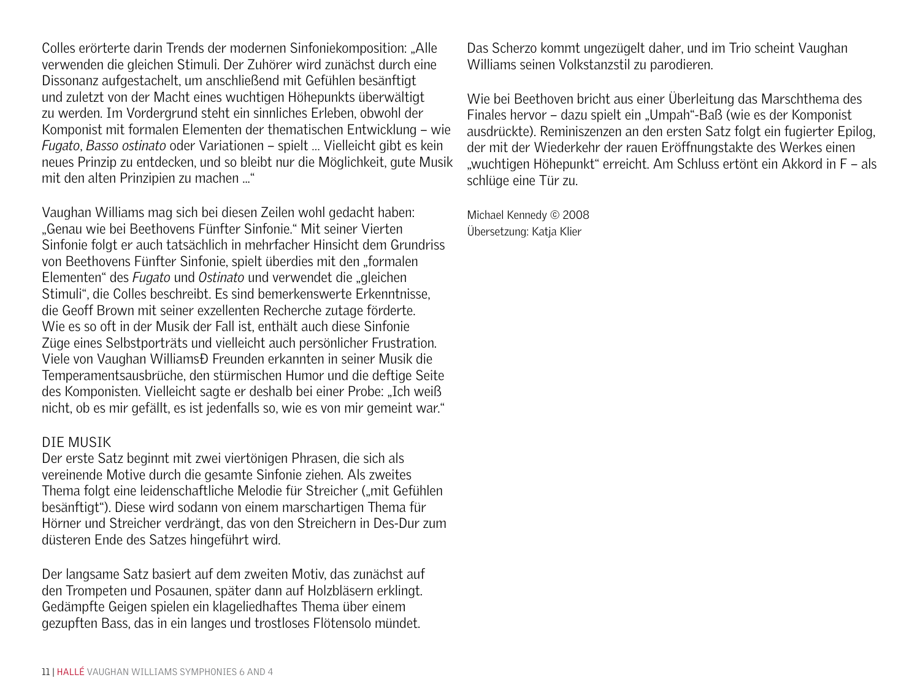Colles erörterte darin Trends der modernen Sinfoniekomposition: „Alle verwenden die gleichen Stimuli. Der Zuhörer wird zunächst durch eine Dissonanz aufgestachelt, um anschließend mit Gefühlen besänftigt und zuletzt von der Macht eines wuchtigen Höhepunkts überwältigt zu werden. Im Vordergrund steht ein sinnliches Erleben, obwohl der Komponist mit formalen Elementen der thematischen Entwicklung – wie *Fugato*, *Basso ostinato* oder Variationen – spielt ... Vielleicht gibt es kein neues Prinzip zu entdecken, und so bleibt nur die Möglichkeit, gute Musik mit den alten Prinzipien zu machen ...“

Vaughan Williams mag sich bei diesen Zeilen wohl gedacht haben: „Genau wie bei Beethovens Fünfter Sinfonie.“ Mit seiner Vierten Sinfonie folgt er auch tatsächlich in mehrfacher Hinsicht dem Grundriss von Beethovens Fünfter Sinfonie, spielt überdies mit den „formalen Elementen“ des *Fugato* und *Ostinato* und verwendet die „gleichen Stimuli“, die Colles beschreibt. Es sind bemerkenswerte Erkenntnisse, die Geoff Brown mit seiner exzellenten Recherche zutage förderte. Wie es so oft in der Musik der Fall ist, enthält auch diese Sinfonie Züge eines Selbstporträts und vielleicht auch persönlicher Frustration. Viele von Vaughan WilliamsÐ Freunden erkannten in seiner Musik die Temperamentsausbrüche, den stürmischen Humor und die deftige Seite des Komponisten. Vielleicht sagte er deshalb bei einer Probe: „Ich weiß nicht, ob es mir gefällt, es ist jedenfalls so, wie es von mir gemeint war.“

DIE MUSIK

Der erste Satz beginnt mit zwei viertönigen Phrasen, die sich als vereinende Motive durch die gesamte Sinfonie ziehen. Als zweites Thema folgt eine leidenschaftliche Melodie für Streicher („mit Gefühlen besänftigt“). Diese wird sodann von einem marschartigen Thema für Hörner und Streicher verdrängt, das von den Streichern in Des-Dur zum düsteren Ende des Satzes hingeführt wird.

Der langsame Satz basiert auf dem zweiten Motiv, das zunächst auf den Trompeten und Posaunen, später dann auf Holzbläsern erklingt. Gedämpfte Geigen spielen ein klageliedhaftes Thema über einem gezupften Bass, das in ein langes und trostloses Flötensolo mündet.

Das Scherzo kommt ungezügelt daher, und im Trio scheint Vaughan Williams seinen Volkstanzstil zu parodieren.

Wie bei Beethoven bricht aus einer Überleitung das Marschthema des Finales hervor – dazu spielt ein „Umpah“-Baß (wie es der Komponist ausdrückte). Reminiszenzen an den ersten Satz folgt ein fugierter Epilog, der mit der Wiederkehr der rauen Eröffnungstakte des Werkes einen „wuchtigen Höhepunkt“ erreicht. Am Schluss ertönt ein Akkord in F – als schlüge eine Tür zu.

Michael Kennedy © 2008
Übersetzung: Katja Klier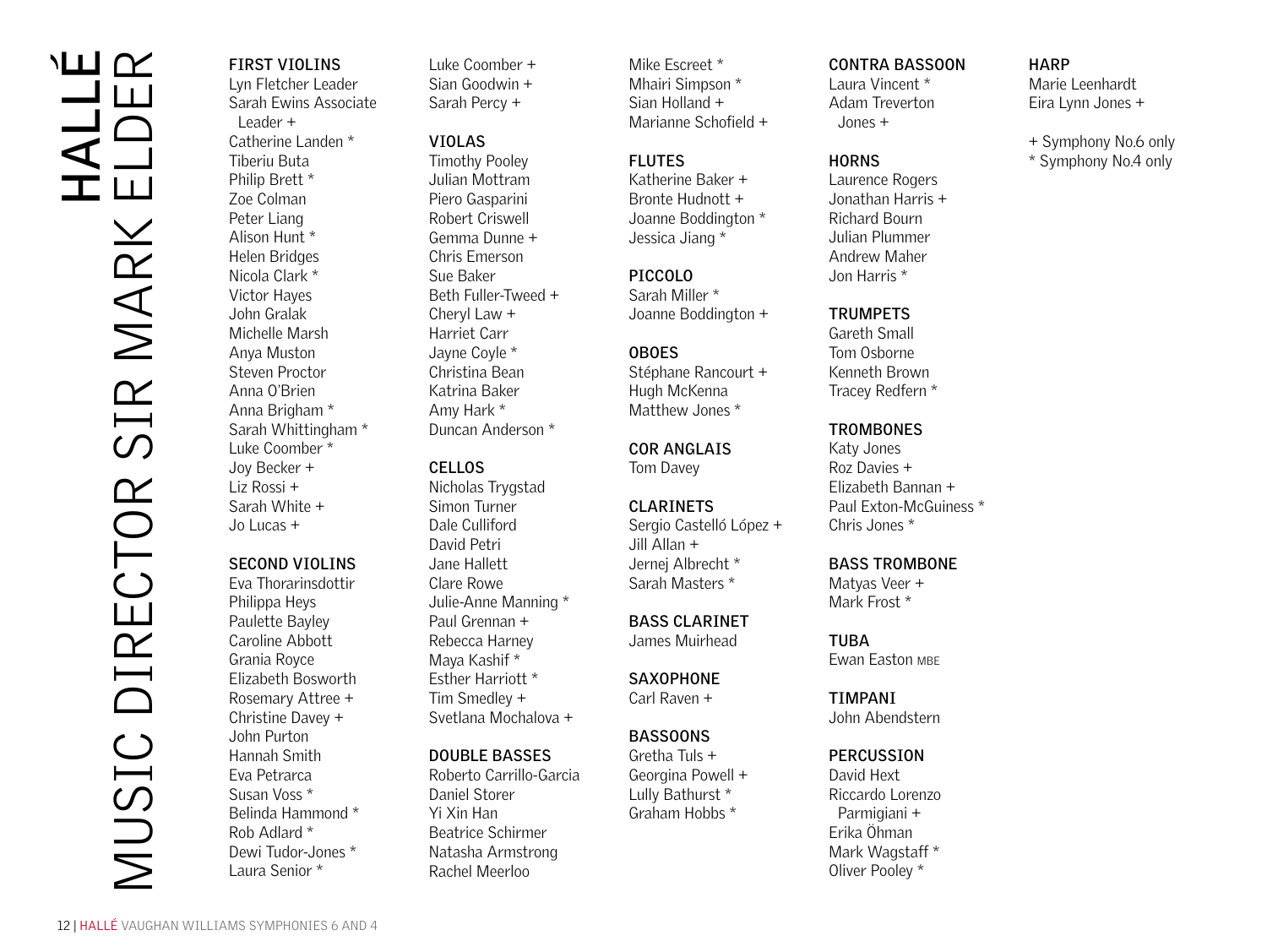# HALLÉ

## MUSIC DIRECTOR SIR MARK ELDER

**FIRST VIOLINS**
Lyn Fletcher Leader
Sarah Ewins Associate Leader +
Catherine Landen *
Tiberiu Buta
Philip Brett *
Zoe Colman
Peter Liang
Alison Hunt *
Helen Bridges
Nicola Clark *
Victor Hayes
John Gralak
Michelle Marsh
Anya Muston
Steven Proctor
Anna O'Brien
Anna Brigham *
Sarah Whittingham *
Luke Coomber *
Joy Becker +
Liz Rossi +
Sarah White +
Jo Lucas +

**SECOND VIOLINS**
Eva Thorarinsdottir
Philippa Heys
Paulette Bayley
Caroline Abbott
Grania Royce
Elizabeth Bosworth
Rosemary Attree +
Christine Davey +
John Purton
Hannah Smith
Eva Petrarca
Susan Voss *
Belinda Hammond *
Rob Adlard *
Dewi Tudor-Jones *
Laura Senior *
Luke Coomber +
Sian Goodwin +
Sarah Percy +

**VIOLAS**
Timothy Pooley
Julian Mottram
Piero Gasparini
Robert Criswell
Gemma Dunne +
Chris Emerson
Sue Baker
Beth Fuller-Tweed +
Cheryl Law +
Harriet Carr
Jayne Coyle *
Christina Bean
Katrina Baker
Amy Hark *
Duncan Anderson *

**CELLOS**
Nicholas Trygstad
Simon Turner
Dale Culliford
David Petri
Jane Hallett
Clare Rowe
Julie-Anne Manning *
Paul Grennan +
Rebecca Harney
Maya Kashif *
Esther Harriott *
Tim Smedley +
Svetlana Mochalova +

**DOUBLE BASSES**
Roberto Carrillo-Garcia
Daniel Storer
Yi Xin Han
Beatrice Schirmer
Natasha Armstrong
Rachel Meerloo
Mike Escreet *
Mhairi Simpson *
Sian Holland +
Marianne Schofield +

**FLUTES**
Katherine Baker +
Bronte Hudnott +
Joanne Boddington *
Jessica Jiang *

**PICCOLO**
Sarah Miller *
Joanne Boddington +

**OBOES**
Stéphane Rancourt +
Hugh McKenna
Matthew Jones *

**COR ANGLAIS**
Tom Davey

**CLARINETS**
Sergio Castelló López +
Jill Allan +
Jernej Albrecht *
Sarah Masters *

**BASS CLARINET**
James Muirhead

**SAXOPHONE**
Carl Raven +

**BASSOONS**
Gretha Tuls +
Georgina Powell +
Lully Bathurst *
Graham Hobbs *

**CONTRA BASSOON**
Laura Vincent *
Adam Treverton Jones +

**HORNS**
Laurence Rogers
Jonathan Harris +
Richard Bourn
Julian Plummer
Andrew Maher
Jon Harris *

**TRUMPETS**
Gareth Small
Tom Osborne
Kenneth Brown
Tracey Redfern *

**TROMBONES**
Katy Jones
Roz Davies +
Elizabeth Bannan +
Paul Exton-McGuiness *
Chris Jones *

**BASS TROMBONE**
Matyas Veer +
Mark Frost *

**TUBA**
Ewan Easton MBE

**TIMPANI**
John Abendstern

**PERCUSSION**
David Hext
Riccardo Lorenzo Parmigiani +
Erika Öhman
Mark Wagstaff *
Oliver Pooley *

**HARP**
Marie Leenhardt
Eira Lynn Jones +

+ Symphony No.6 only
* Symphony No.4 only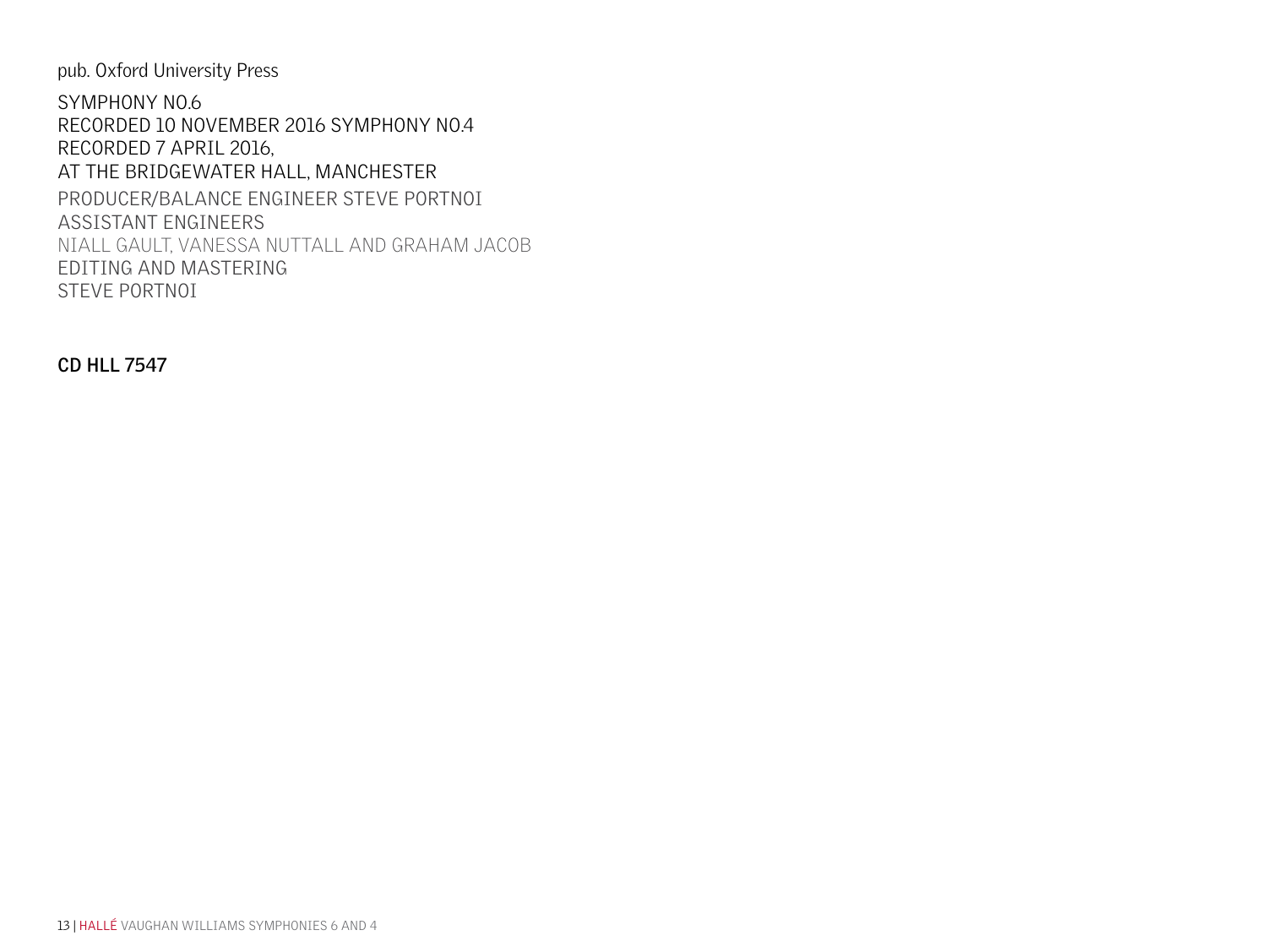pub. Oxford University Press

SYMPHONY NO.6
RECORDED 10 NOVEMBER 2016 SYMPHONY NO.4
RECORDED 7 APRIL 2016,
AT THE BRIDGEWATER HALL, MANCHESTER
PRODUCER/BALANCE ENGINEER STEVE PORTNOI
ASSISTANT ENGINEERS
NIALL GAULT, VANESSA NUTTALL AND GRAHAM JACOB
EDITING AND MASTERING
STEVE PORTNOI

**CD HLL 7547**